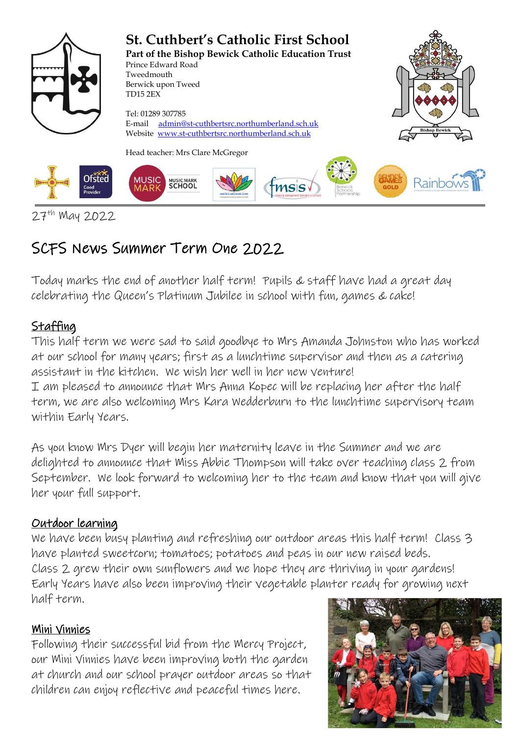# St. Cuthbert's Catholic First School

**Part of the Bishop Bewick Catholic Education Trust**

Prince Edward Road
Tweedmouth
Berwick upon Tweed
TD15 2EX

Tel: 01289 307785
E-mail admin@st-cuthbertsrc.northumberland.sch.uk
Website www.st-cuthbertsrc.northumberland.sch.uk

Head teacher: Mrs Clare McGregor

27th May 2022

## SCFS News Summer Term One 2022

Today marks the end of another half term! Pupils & staff have had a great day celebrating the Queen's Platinum Jubilee in school with fun, games & cake!

### Staffing

This half term we were sad to said goodbye to Mrs Amanda Johnston who has worked at our school for many years; first as a lunchtime supervisor and then as a catering assistant in the kitchen. We wish her well in her new venture!
I am pleased to announce that Mrs Anna Kopec will be replacing her after the half term, we are also welcoming Mrs Kara Wedderburn to the lunchtime supervisory team within Early Years.

As you know Mrs Dyer will begin her maternity leave in the Summer and we are delighted to announce that Miss Abbie Thompson will take over teaching class 2 from September. We look forward to welcoming her to the team and know that you will give her your full support.

### Outdoor learning

We have been busy planting and refreshing our outdoor areas this half term! Class 3 have planted sweetcorn; tomatoes; potatoes and peas in our new raised beds.
Class 2 grew their own sunflowers and we hope they are thriving in your gardens!
Early Years have also been improving their vegetable planter ready for growing next half term.

### Mini Vinnies

Following their successful bid from the Mercy Project, our Mini Vinnies have been improving both the garden at church and our school prayer outdoor areas so that children can enjoy reflective and peaceful times here.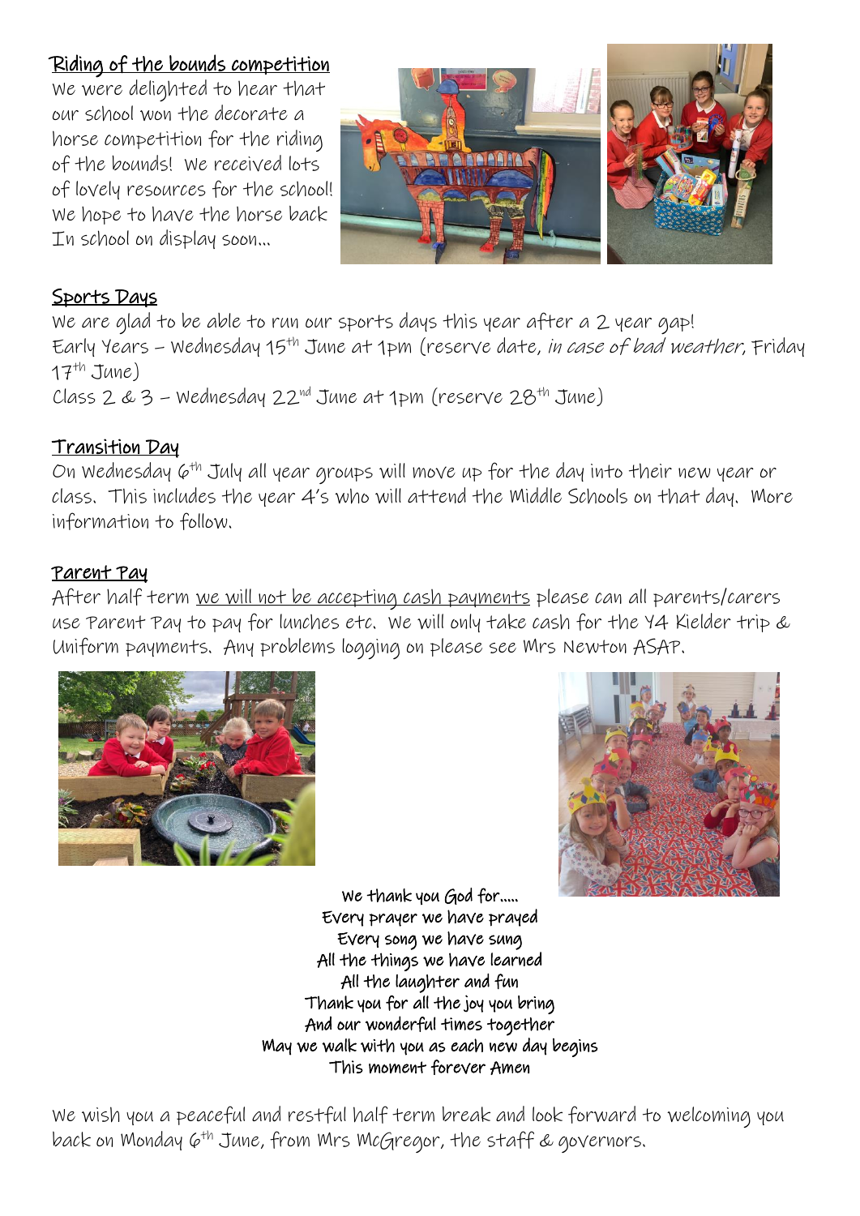## Riding of the bounds competition

We were delighted to hear that our school won the decorate a horse competition for the riding of the bounds! We received lots of lovely resources for the school! We hope to have the horse back In school on display soon...

## Sports Days

We are glad to be able to run our sports days this year after a 2 year gap!
Early Years – Wednesday 15th June at 1pm (reserve date, *in case of bad weather*, Friday 17th June)
Class 2 & 3 – Wednesday 22nd June at 1pm (reserve 28th June)

## Transition Day

On Wednesday 6th July all year groups will move up for the day into their new year or class. This includes the year 4's who will attend the Middle Schools on that day. More information to follow.

## Parent Pay

After half term we will not be accepting cash payments please can all parents/carers use Parent Pay to pay for lunches etc. We will only take cash for the Y4 Kielder trip & Uniform payments. Any problems logging on please see Mrs Newton ASAP.

We thank you God for.....
Every prayer we have prayed
Every song we have sung
All the things we have learned
All the laughter and fun
Thank you for all the joy you bring
And our wonderful times together
May we walk with you as each new day begins
This moment forever Amen

We wish you a peaceful and restful half term break and look forward to welcoming you back on Monday 6th June, from Mrs McGregor, the staff & governors.